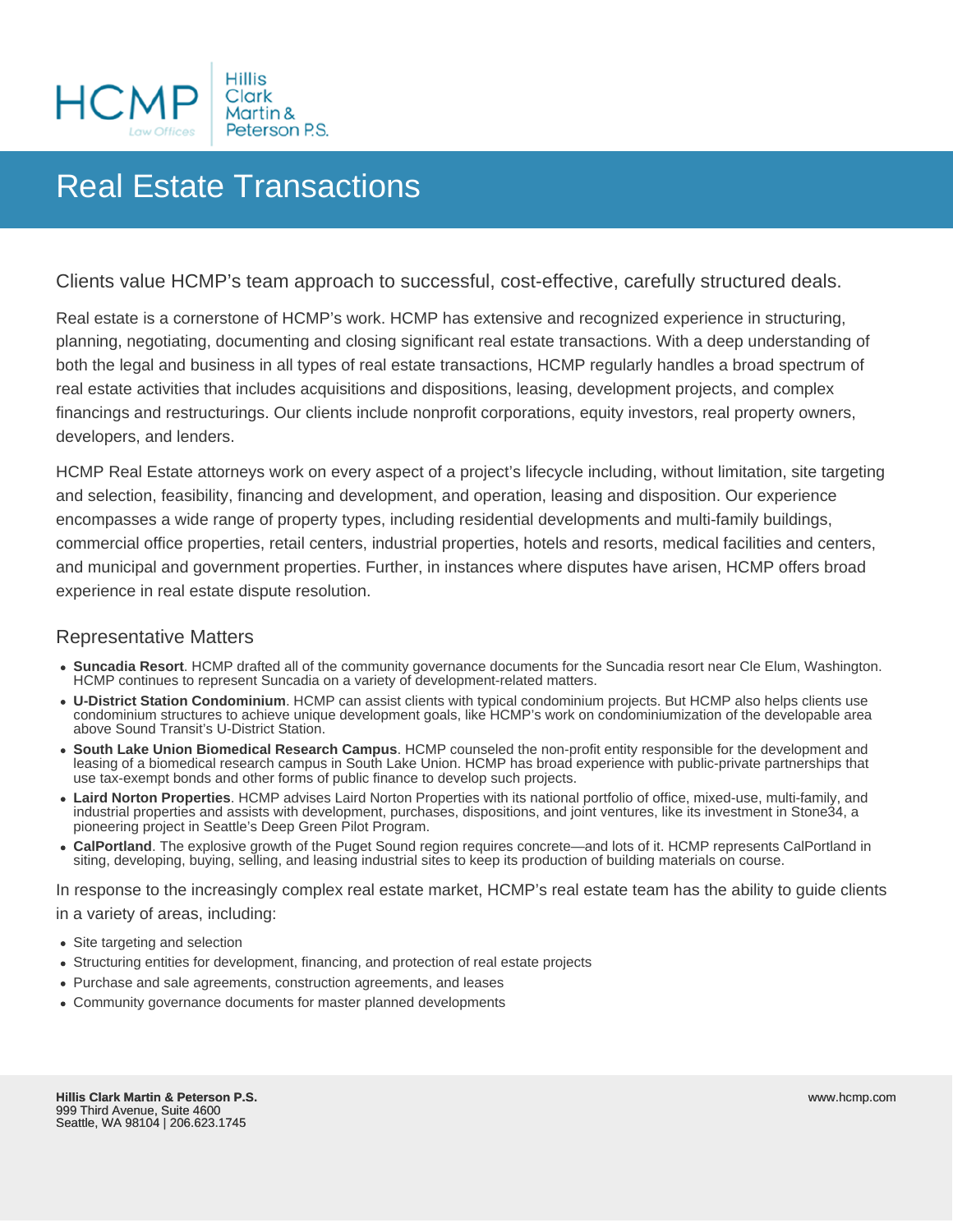# Real Estate Transactions

Clients value HCMP's team approach to successful, cost-effective, carefully structured deals.

Real estate is a cornerstone of HCMP's work. HCMP has extensive and recognized experience in structuring, planning, negotiating, documenting and closing significant real estate transactions. With a deep understanding of both the legal and business in all types of real estate transactions, HCMP regularly handles a broad spectrum of real estate activities that includes acquisitions and dispositions, leasing, development projects, and complex financings and restructurings. Our clients include nonprofit corporations, equity investors, real property owners, developers, and lenders.

HCMP Real Estate attorneys work on every aspect of a project's lifecycle including, without limitation, site targeting and selection, feasibility, financing and development, and operation, leasing and disposition. Our experience encompasses a wide range of property types, including residential developments and multi-family buildings, commercial office properties, retail centers, industrial properties, hotels and resorts, medical facilities and centers, and municipal and government properties. Further, in instances where disputes have arisen, HCMP offers broad experience in real estate dispute resolution.

## Representative Matters

- **Suncadia Resort**. HCMP drafted all of the community governance documents for the Suncadia resort near Cle Elum, Washington. HCMP continues to represent Suncadia on a variety of development-related matters.
- **U-District Station Condominium**. HCMP can assist clients with typical condominium projects. But HCMP also helps clients use condominium structures to achieve unique development goals, like HCMP's work on condominiumization of the developable area above Sound Transit's U-District Station.
- **South Lake Union Biomedical Research Campus**. HCMP counseled the non-profit entity responsible for the development and leasing of a biomedical research campus in South Lake Union. HCMP has broad experience with public-private partnerships that use tax-exempt bonds and other forms of public finance to develop such projects.
- **Laird Norton Properties**. HCMP advises Laird Norton Properties with its national portfolio of office, mixed-use, multi-family, and industrial properties and assists with development, purchases, dispositions, and joint ventures, like its investment in Stone34, a pioneering project in Seattle's Deep Green Pilot Program.
- **CalPortland**. The explosive growth of the Puget Sound region requires concrete—and lots of it. HCMP represents CalPortland in siting, developing, buying, selling, and leasing industrial sites to keep its production of building materials on course.

In response to the increasingly complex real estate market, HCMP's real estate team has the ability to guide clients in a variety of areas, including:

- Site targeting and selection
- Structuring entities for development, financing, and protection of real estate projects
- Purchase and sale agreements, construction agreements, and leases
- Community governance documents for master planned developments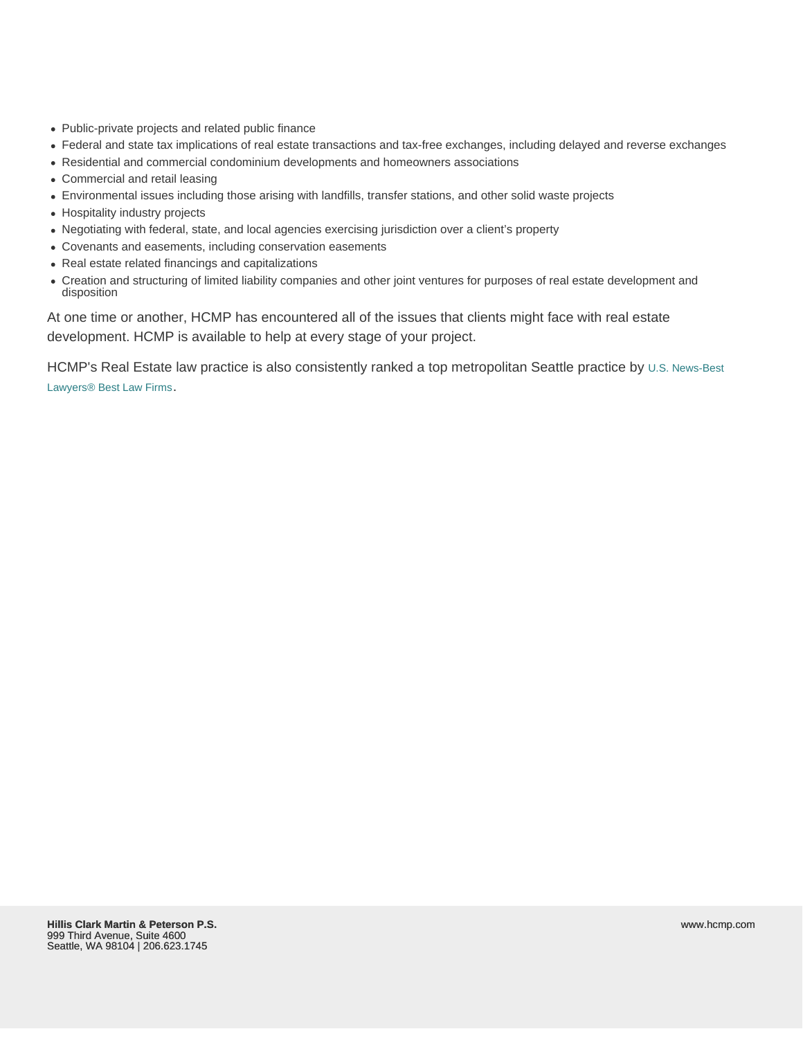- Public-private projects and related public finance
- Federal and state tax implications of real estate transactions and tax-free exchanges, including delayed and reverse exchanges
- Residential and commercial condominium developments and homeowners associations
- Commercial and retail leasing
- Environmental issues including those arising with landfills, transfer stations, and other solid waste projects
- Hospitality industry projects
- Negotiating with federal, state, and local agencies exercising jurisdiction over a client's property
- Covenants and easements, including conservation easements
- Real estate related financings and capitalizations
- Creation and structuring of limited liability companies and other joint ventures for purposes of real estate development and disposition

At one time or another, HCMP has encountered all of the issues that clients might face with real estate development. HCMP is available to help at every stage of your project.

HCMP's Real Estate law practice is also consistently ranked a top metropolitan Seattle practice by U.S. News-Best Lawyers® Best Law Firms.

**Hillis Clark Martin & Peterson P.S.**
999 Third Avenue, Suite 4600
Seattle, WA 98104 | 206.623.1745

www.hcmp.com